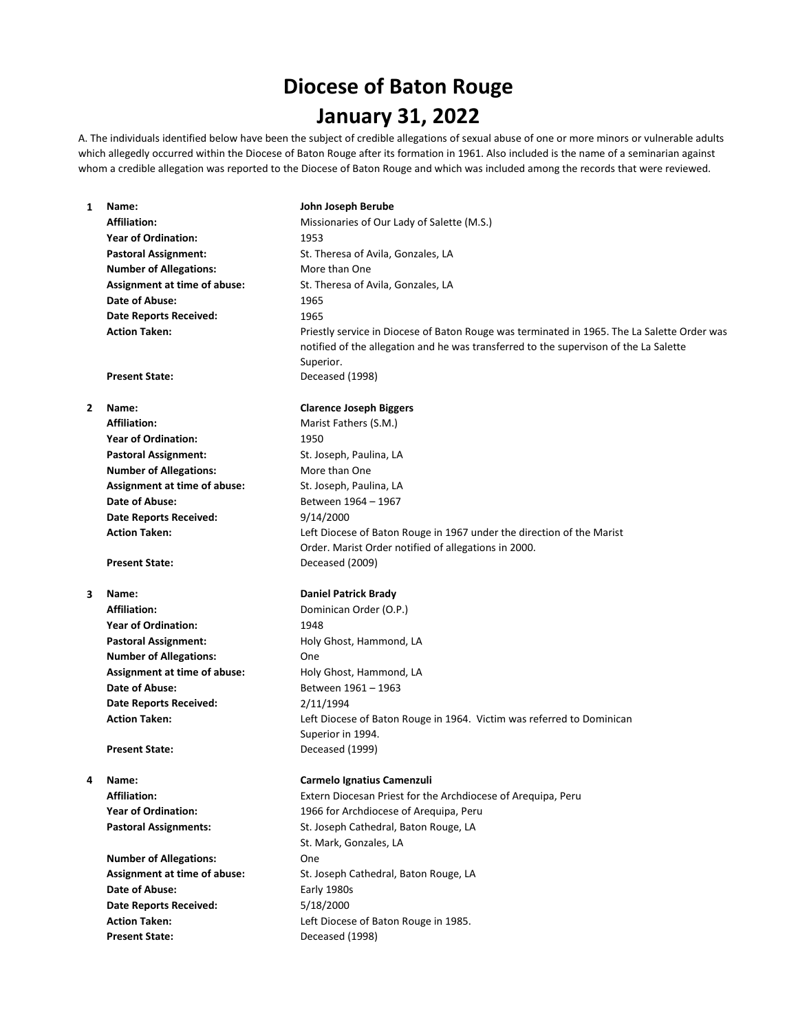# Diocese of Baton Rouge
# January 31, 2022

A. The individuals identified below have been the subject of credible allegations of sexual abuse of one or more minors or vulnerable adults which allegedly occurred within the Diocese of Baton Rouge after its formation in 1961. Also included is the name of a seminarian against whom a credible allegation was reported to the Diocese of Baton Rouge and which was included among the records that were reviewed.

**1**

| | |
|---|---|
| **Name:** | **John Joseph Berube** |
| **Affiliation:** | Missionaries of Our Lady of Salette (M.S.) |
| **Year of Ordination:** | 1953 |
| **Pastoral Assignment:** | St. Theresa of Avila, Gonzales, LA |
| **Number of Allegations:** | More than One |
| **Assignment at time of abuse:** | St. Theresa of Avila, Gonzales, LA |
| **Date of Abuse:** | 1965 |
| **Date Reports Received:** | 1965 |
| **Action Taken:** | Priestly service in Diocese of Baton Rouge was terminated in 1965. The La Salette Order was notified of the allegation and he was transferred to the supervison of the La Salette Superior. |
| **Present State:** | Deceased (1998) |

**2**

| | |
|---|---|
| **Name:** | **Clarence Joseph Biggers** |
| **Affiliation:** | Marist Fathers (S.M.) |
| **Year of Ordination:** | 1950 |
| **Pastoral Assignment:** | St. Joseph, Paulina, LA |
| **Number of Allegations:** | More than One |
| **Assignment at time of abuse:** | St. Joseph, Paulina, LA |
| **Date of Abuse:** | Between 1964 – 1967 |
| **Date Reports Received:** | 9/14/2000 |
| **Action Taken:** | Left Diocese of Baton Rouge in 1967 under the direction of the Marist Order. Marist Order notified of allegations in 2000. |
| **Present State:** | Deceased (2009) |

**3**

| | |
|---|---|
| **Name:** | **Daniel Patrick Brady** |
| **Affiliation:** | Dominican Order (O.P.) |
| **Year of Ordination:** | 1948 |
| **Pastoral Assignment:** | Holy Ghost, Hammond, LA |
| **Number of Allegations:** | One |
| **Assignment at time of abuse:** | Holy Ghost, Hammond, LA |
| **Date of Abuse:** | Between 1961 – 1963 |
| **Date Reports Received:** | 2/11/1994 |
| **Action Taken:** | Left Diocese of Baton Rouge in 1964. Victim was referred to Dominican Superior in 1994. |
| **Present State:** | Deceased (1999) |

**4**

| | |
|---|---|
| **Name:** | **Carmelo Ignatius Camenzuli** |
| **Affiliation:** | Extern Diocesan Priest for the Archdiocese of Arequipa, Peru |
| **Year of Ordination:** | 1966 for Archdiocese of Arequipa, Peru |
| **Pastoral Assignments:** | St. Joseph Cathedral, Baton Rouge, LA<br>St. Mark, Gonzales, LA |
| **Number of Allegations:** | One |
| **Assignment at time of abuse:** | St. Joseph Cathedral, Baton Rouge, LA |
| **Date of Abuse:** | Early 1980s |
| **Date Reports Received:** | 5/18/2000 |
| **Action Taken:** | Left Diocese of Baton Rouge in 1985. |
| **Present State:** | Deceased (1998) |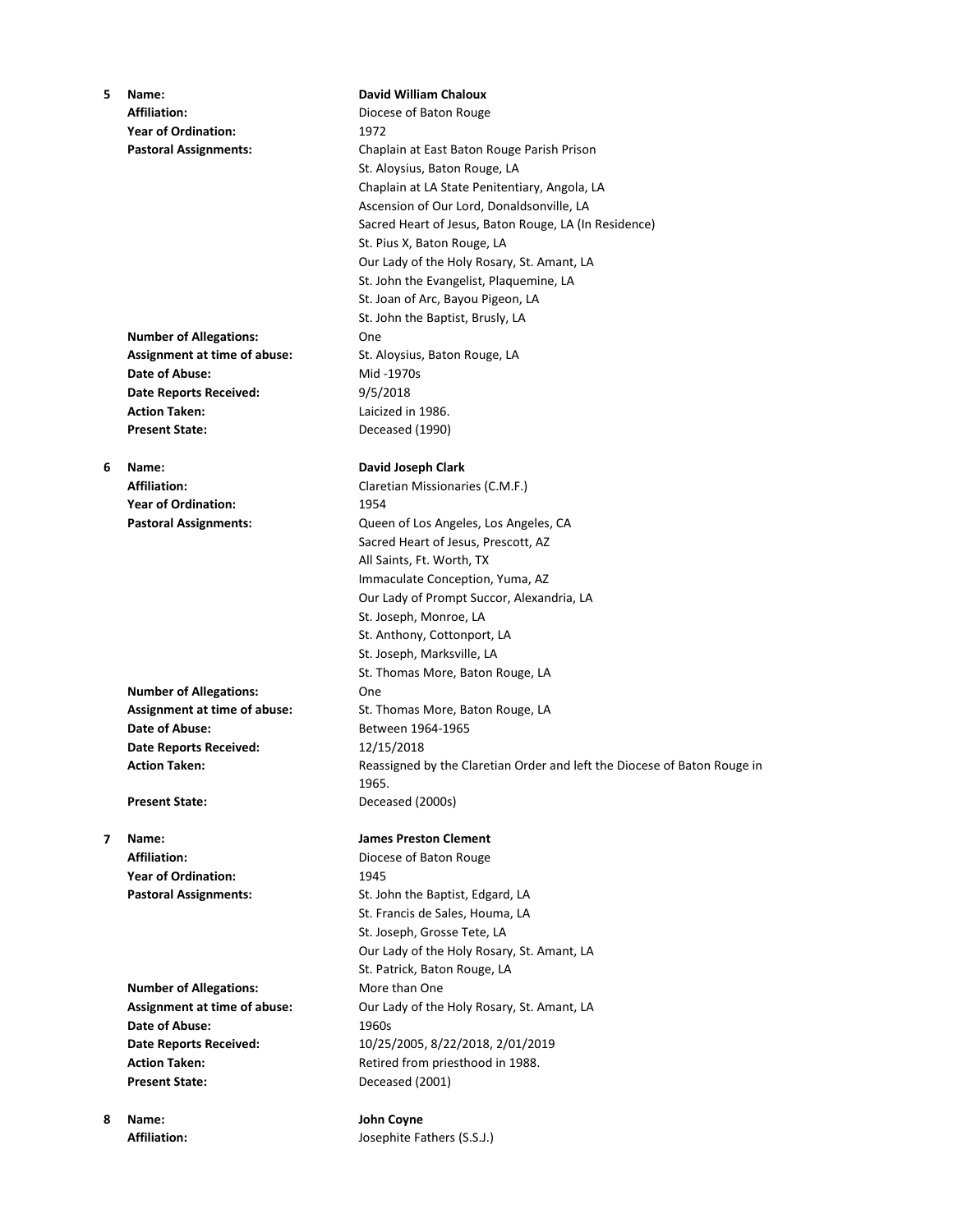**5** **Name:** **David William Chaloux**
**Affiliation:** Diocese of Baton Rouge
**Year of Ordination:** 1972
**Pastoral Assignments:**
Chaplain at East Baton Rouge Parish Prison
St. Aloysius, Baton Rouge, LA
Chaplain at LA State Penitentiary, Angola, LA
Ascension of Our Lord, Donaldsonville, LA
Sacred Heart of Jesus, Baton Rouge, LA (In Residence)
St. Pius X, Baton Rouge, LA
Our Lady of the Holy Rosary, St. Amant, LA
St. John the Evangelist, Plaquemine, LA
St. Joan of Arc, Bayou Pigeon, LA
St. John the Baptist, Brusly, LA
**Number of Allegations:** One
**Assignment at time of abuse:** St. Aloysius, Baton Rouge, LA
**Date of Abuse:** Mid -1970s
**Date Reports Received:** 9/5/2018
**Action Taken:** Laicized in 1986.
**Present State:** Deceased (1990)

**6** **Name:** **David Joseph Clark**
**Affiliation:** Claretian Missionaries (C.M.F.)
**Year of Ordination:** 1954
**Pastoral Assignments:**
Queen of Los Angeles, Los Angeles, CA
Sacred Heart of Jesus, Prescott, AZ
All Saints, Ft. Worth, TX
Immaculate Conception, Yuma, AZ
Our Lady of Prompt Succor, Alexandria, LA
St. Joseph, Monroe, LA
St. Anthony, Cottonport, LA
St. Joseph, Marksville, LA
St. Thomas More, Baton Rouge, LA
**Number of Allegations:** One
**Assignment at time of abuse:** St. Thomas More, Baton Rouge, LA
**Date of Abuse:** Between 1964-1965
**Date Reports Received:** 12/15/2018
**Action Taken:** Reassigned by the Claretian Order and left the Diocese of Baton Rouge in 1965.
**Present State:** Deceased (2000s)

**7** **Name:** **James Preston Clement**
**Affiliation:** Diocese of Baton Rouge
**Year of Ordination:** 1945
**Pastoral Assignments:**
St. John the Baptist, Edgard, LA
St. Francis de Sales, Houma, LA
St. Joseph, Grosse Tete, LA
Our Lady of the Holy Rosary, St. Amant, LA
St. Patrick, Baton Rouge, LA
**Number of Allegations:** More than One
**Assignment at time of abuse:** Our Lady of the Holy Rosary, St. Amant, LA
**Date of Abuse:** 1960s
**Date Reports Received:** 10/25/2005, 8/22/2018, 2/01/2019
**Action Taken:** Retired from priesthood in 1988.
**Present State:** Deceased (2001)

**8** **Name:** **John Coyne**
**Affiliation:** Josephite Fathers (S.S.J.)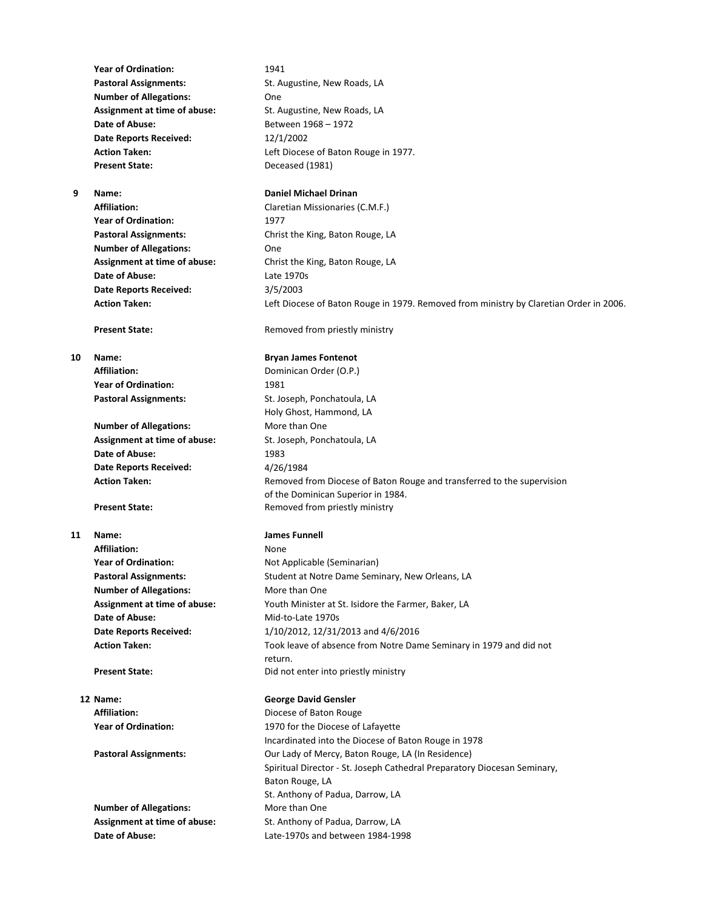| | | |
|---|---|---|
| | **Year of Ordination:** | 1941 |
| | **Pastoral Assignments:** | St. Augustine, New Roads, LA |
| | **Number of Allegations:** | One |
| | **Assignment at time of abuse:** | St. Augustine, New Roads, LA |
| | **Date of Abuse:** | Between 1968 – 1972 |
| | **Date Reports Received:** | 12/1/2002 |
| | **Action Taken:** | Left Diocese of Baton Rouge in 1977. |
| | **Present State:** | Deceased (1981) |
| **9** | **Name:** | **Daniel Michael Drinan** |
| | **Affiliation:** | Claretian Missionaries (C.M.F.) |
| | **Year of Ordination:** | 1977 |
| | **Pastoral Assignments:** | Christ the King, Baton Rouge, LA |
| | **Number of Allegations:** | One |
| | **Assignment at time of abuse:** | Christ the King, Baton Rouge, LA |
| | **Date of Abuse:** | Late 1970s |
| | **Date Reports Received:** | 3/5/2003 |
| | **Action Taken:** | Left Diocese of Baton Rouge in 1979. Removed from ministry by Claretian Order in 2006. |
| | **Present State:** | Removed from priestly ministry |
| **10** | **Name:** | **Bryan James Fontenot** |
| | **Affiliation:** | Dominican Order (O.P.) |
| | **Year of Ordination:** | 1981 |
| | **Pastoral Assignments:** | St. Joseph, Ponchatoula, LA<br>Holy Ghost, Hammond, LA |
| | **Number of Allegations:** | More than One |
| | **Assignment at time of abuse:** | St. Joseph, Ponchatoula, LA |
| | **Date of Abuse:** | 1983 |
| | **Date Reports Received:** | 4/26/1984 |
| | **Action Taken:** | Removed from Diocese of Baton Rouge and transferred to the supervision of the Dominican Superior in 1984. |
| | **Present State:** | Removed from priestly ministry |
| **11** | **Name:** | **James Funnell** |
| | **Affiliation:** | None |
| | **Year of Ordination:** | Not Applicable (Seminarian) |
| | **Pastoral Assignments:** | Student at Notre Dame Seminary, New Orleans, LA |
| | **Number of Allegations:** | More than One |
| | **Assignment at time of abuse:** | Youth Minister at St. Isidore the Farmer, Baker, LA |
| | **Date of Abuse:** | Mid-to-Late 1970s |
| | **Date Reports Received:** | 1/10/2012, 12/31/2013 and 4/6/2016 |
| | **Action Taken:** | Took leave of absence from Notre Dame Seminary in 1979 and did not return. |
| | **Present State:** | Did not enter into priestly ministry |
| **12** | **Name:** | **George David Gensler** |
| | **Affiliation:** | Diocese of Baton Rouge |
| | **Year of Ordination:** | 1970 for the Diocese of Lafayette<br>Incardinated into the Diocese of Baton Rouge in 1978 |
| | **Pastoral Assignments:** | Our Lady of Mercy, Baton Rouge, LA (In Residence)<br>Spiritual Director - St. Joseph Cathedral Preparatory Diocesan Seminary, Baton Rouge, LA<br>St. Anthony of Padua, Darrow, LA |
| | **Number of Allegations:** | More than One |
| | **Assignment at time of abuse:** | St. Anthony of Padua, Darrow, LA |
| | **Date of Abuse:** | Late-1970s and between 1984-1998 |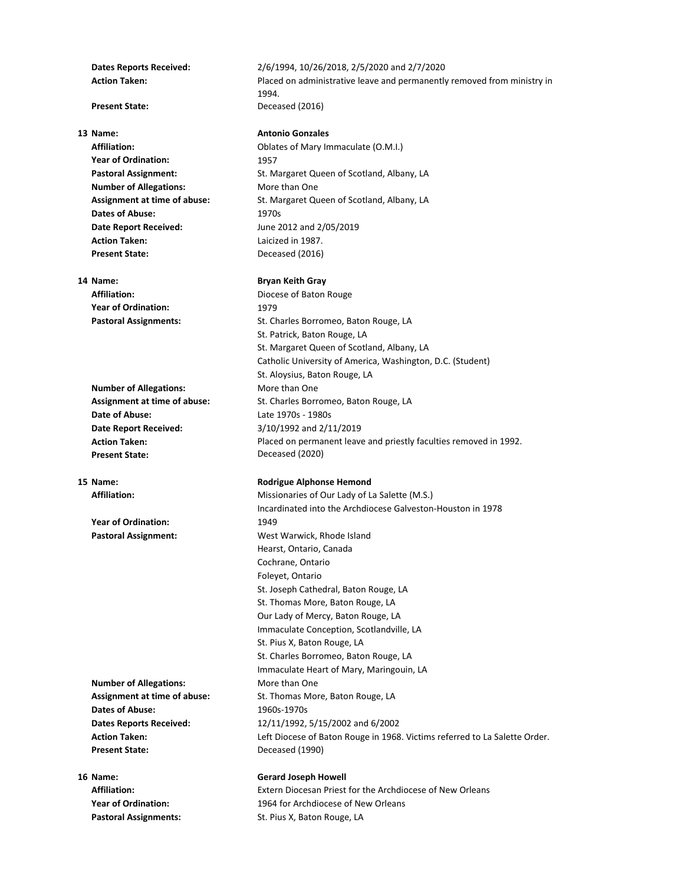**Dates Reports Received:** 2/6/1994, 10/26/2018, 2/5/2020 and 2/7/2020
**Action Taken:** Placed on administrative leave and permanently removed from ministry in 1994.
**Present State:** Deceased (2016)

**13 Name:** **Antonio Gonzales**
**Affiliation:** Oblates of Mary Immaculate (O.M.I.)
**Year of Ordination:** 1957
**Pastoral Assignment:** St. Margaret Queen of Scotland, Albany, LA
**Number of Allegations:** More than One
**Assignment at time of abuse:** St. Margaret Queen of Scotland, Albany, LA
**Dates of Abuse:** 1970s
**Date Report Received:** June 2012 and 2/05/2019
**Action Taken:** Laicized in 1987.
**Present State:** Deceased (2016)

**14 Name:** **Bryan Keith Gray**
**Affiliation:** Diocese of Baton Rouge
**Year of Ordination:** 1979
**Pastoral Assignments:**
St. Charles Borromeo, Baton Rouge, LA
St. Patrick, Baton Rouge, LA
St. Margaret Queen of Scotland, Albany, LA
Catholic University of America, Washington, D.C. (Student)
St. Aloysius, Baton Rouge, LA
**Number of Allegations:** More than One
**Assignment at time of abuse:** St. Charles Borromeo, Baton Rouge, LA
**Date of Abuse:** Late 1970s - 1980s
**Date Report Received:** 3/10/1992 and 2/11/2019
**Action Taken:** Placed on permanent leave and priestly faculties removed in 1992.
**Present State:** Deceased (2020)

**15 Name:** **Rodrigue Alphonse Hemond**
**Affiliation:** Missionaries of Our Lady of La Salette (M.S.)
Incardinated into the Archdiocese Galveston-Houston in 1978
**Year of Ordination:** 1949
**Pastoral Assignment:**
West Warwick, Rhode Island
Hearst, Ontario, Canada
Cochrane, Ontario
Foleyet, Ontario
St. Joseph Cathedral, Baton Rouge, LA
St. Thomas More, Baton Rouge, LA
Our Lady of Mercy, Baton Rouge, LA
Immaculate Conception, Scotlandville, LA
St. Pius X, Baton Rouge, LA
St. Charles Borromeo, Baton Rouge, LA
Immaculate Heart of Mary, Maringouin, LA
**Number of Allegations:** More than One
**Assignment at time of abuse:** St. Thomas More, Baton Rouge, LA
**Dates of Abuse:** 1960s-1970s
**Dates Reports Received:** 12/11/1992, 5/15/2002 and 6/2002
**Action Taken:** Left Diocese of Baton Rouge in 1968. Victims referred to La Salette Order.
**Present State:** Deceased (1990)

**16 Name:** **Gerard Joseph Howell**
**Affiliation:** Extern Diocesan Priest for the Archdiocese of New Orleans
**Year of Ordination:** 1964 for Archdiocese of New Orleans
**Pastoral Assignments:** St. Pius X, Baton Rouge, LA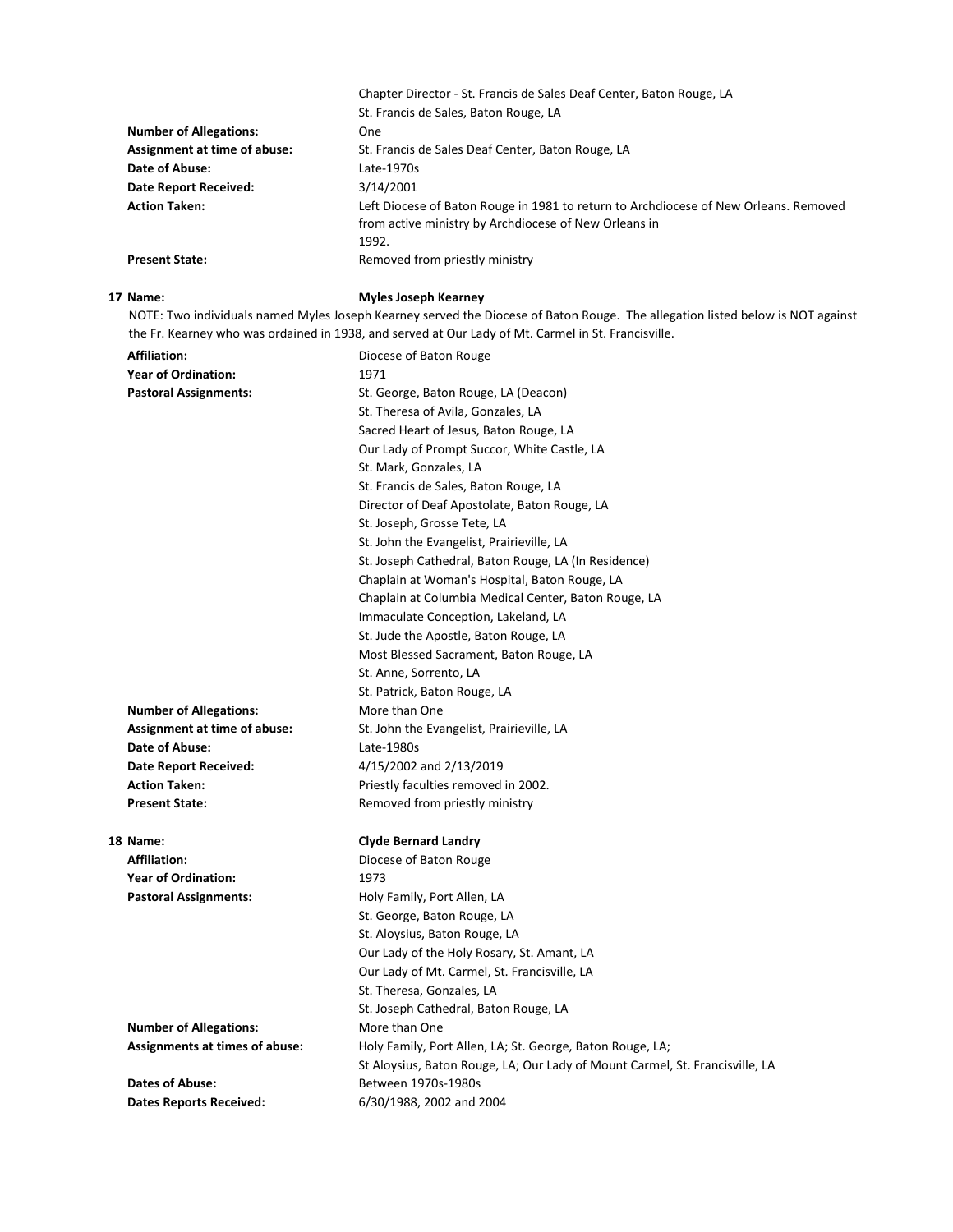| | |
|---|---|
| | Chapter Director - St. Francis de Sales Deaf Center, Baton Rouge, LA |
| | St. Francis de Sales, Baton Rouge, LA |
| **Number of Allegations:** | One |
| **Assignment at time of abuse:** | St. Francis de Sales Deaf Center, Baton Rouge, LA |
| **Date of Abuse:** | Late-1970s |
| **Date Report Received:** | 3/14/2001 |
| **Action Taken:** | Left Diocese of Baton Rouge in 1981 to return to Archdiocese of New Orleans. Removed from active ministry by Archdiocese of New Orleans in 1992. |
| **Present State:** | Removed from priestly ministry |

**17 Name:** **Myles Joseph Kearney**

NOTE: Two individuals named Myles Joseph Kearney served the Diocese of Baton Rouge. The allegation listed below is NOT against the Fr. Kearney who was ordained in 1938, and served at Our Lady of Mt. Carmel in St. Francisville.

| | |
|---|---|
| **Affiliation:** | Diocese of Baton Rouge |
| **Year of Ordination:** | 1971 |
| **Pastoral Assignments:** | St. George, Baton Rouge, LA (Deacon) |
| | St. Theresa of Avila, Gonzales, LA |
| | Sacred Heart of Jesus, Baton Rouge, LA |
| | Our Lady of Prompt Succor, White Castle, LA |
| | St. Mark, Gonzales, LA |
| | St. Francis de Sales, Baton Rouge, LA |
| | Director of Deaf Apostolate, Baton Rouge, LA |
| | St. Joseph, Grosse Tete, LA |
| | St. John the Evangelist, Prairieville, LA |
| | St. Joseph Cathedral, Baton Rouge, LA (In Residence) |
| | Chaplain at Woman's Hospital, Baton Rouge, LA |
| | Chaplain at Columbia Medical Center, Baton Rouge, LA |
| | Immaculate Conception, Lakeland, LA |
| | St. Jude the Apostle, Baton Rouge, LA |
| | Most Blessed Sacrament, Baton Rouge, LA |
| | St. Anne, Sorrento, LA |
| | St. Patrick, Baton Rouge, LA |
| **Number of Allegations:** | More than One |
| **Assignment at time of abuse:** | St. John the Evangelist, Prairieville, LA |
| **Date of Abuse:** | Late-1980s |
| **Date Report Received:** | 4/15/2002 and 2/13/2019 |
| **Action Taken:** | Priestly faculties removed in 2002. |
| **Present State:** | Removed from priestly ministry |

**18 Name:** **Clyde Bernard Landry**

| | |
|---|---|
| **Affiliation:** | Diocese of Baton Rouge |
| **Year of Ordination:** | 1973 |
| **Pastoral Assignments:** | Holy Family, Port Allen, LA |
| | St. George, Baton Rouge, LA |
| | St. Aloysius, Baton Rouge, LA |
| | Our Lady of the Holy Rosary, St. Amant, LA |
| | Our Lady of Mt. Carmel, St. Francisville, LA |
| | St. Theresa, Gonzales, LA |
| | St. Joseph Cathedral, Baton Rouge, LA |
| **Number of Allegations:** | More than One |
| **Assignments at times of abuse:** | Holy Family, Port Allen, LA; St. George, Baton Rouge, LA; St Aloysius, Baton Rouge, LA; Our Lady of Mount Carmel, St. Francisville, LA |
| **Dates of Abuse:** | Between 1970s-1980s |
| **Dates Reports Received:** | 6/30/1988, 2002 and 2004 |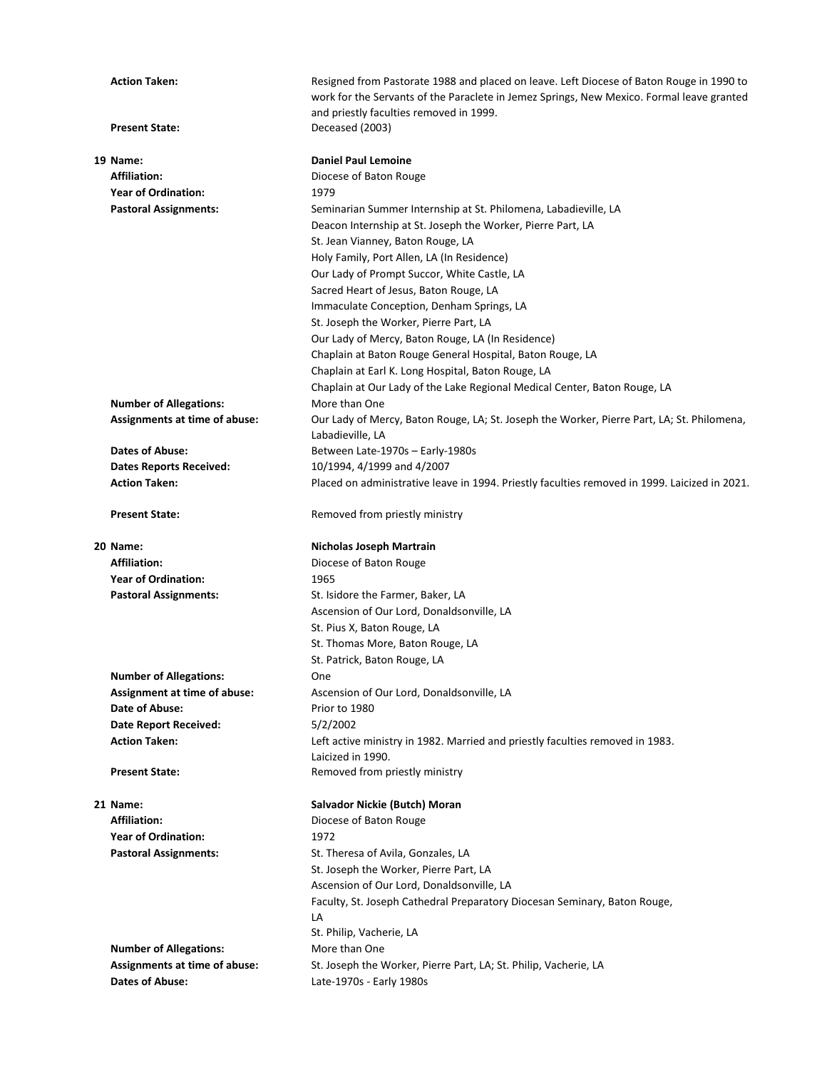**Action Taken:** Resigned from Pastorate 1988 and placed on leave. Left Diocese of Baton Rouge in 1990 to work for the Servants of the Paraclete in Jemez Springs, New Mexico. Formal leave granted and priestly faculties removed in 1999.

**Present State:** Deceased (2003)

**19 Name:** **Daniel Paul Lemoine**

**Affiliation:** Diocese of Baton Rouge

**Year of Ordination:** 1979

**Pastoral Assignments:**
Seminarian Summer Internship at St. Philomena, Labadieville, LA
Deacon Internship at St. Joseph the Worker, Pierre Part, LA
St. Jean Vianney, Baton Rouge, LA
Holy Family, Port Allen, LA (In Residence)
Our Lady of Prompt Succor, White Castle, LA
Sacred Heart of Jesus, Baton Rouge, LA
Immaculate Conception, Denham Springs, LA
St. Joseph the Worker, Pierre Part, LA
Our Lady of Mercy, Baton Rouge, LA (In Residence)
Chaplain at Baton Rouge General Hospital, Baton Rouge, LA
Chaplain at Earl K. Long Hospital, Baton Rouge, LA
Chaplain at Our Lady of the Lake Regional Medical Center, Baton Rouge, LA

**Number of Allegations:** More than One

**Assignments at time of abuse:** Our Lady of Mercy, Baton Rouge, LA; St. Joseph the Worker, Pierre Part, LA; St. Philomena, Labadieville, LA

**Dates of Abuse:** Between Late-1970s – Early-1980s

**Dates Reports Received:** 10/1994, 4/1999 and 4/2007

**Action Taken:** Placed on administrative leave in 1994. Priestly faculties removed in 1999. Laicized in 2021.

**Present State:** Removed from priestly ministry

**20 Name:** **Nicholas Joseph Martrain**

**Affiliation:** Diocese of Baton Rouge

**Year of Ordination:** 1965

**Pastoral Assignments:**
St. Isidore the Farmer, Baker, LA
Ascension of Our Lord, Donaldsonville, LA
St. Pius X, Baton Rouge, LA
St. Thomas More, Baton Rouge, LA
St. Patrick, Baton Rouge, LA

**Number of Allegations:** One

**Assignment at time of abuse:** Ascension of Our Lord, Donaldsonville, LA

**Date of Abuse:** Prior to 1980

**Date Report Received:** 5/2/2002

**Action Taken:** Left active ministry in 1982. Married and priestly faculties removed in 1983. Laicized in 1990.

**Present State:** Removed from priestly ministry

**21 Name:** **Salvador Nickie (Butch) Moran**

**Affiliation:** Diocese of Baton Rouge

**Year of Ordination:** 1972

**Pastoral Assignments:**
St. Theresa of Avila, Gonzales, LA
St. Joseph the Worker, Pierre Part, LA
Ascension of Our Lord, Donaldsonville, LA
Faculty, St. Joseph Cathedral Preparatory Diocesan Seminary, Baton Rouge, LA
St. Philip, Vacherie, LA

**Number of Allegations:** More than One

**Assignments at time of abuse:** St. Joseph the Worker, Pierre Part, LA; St. Philip, Vacherie, LA

**Dates of Abuse:** Late-1970s - Early 1980s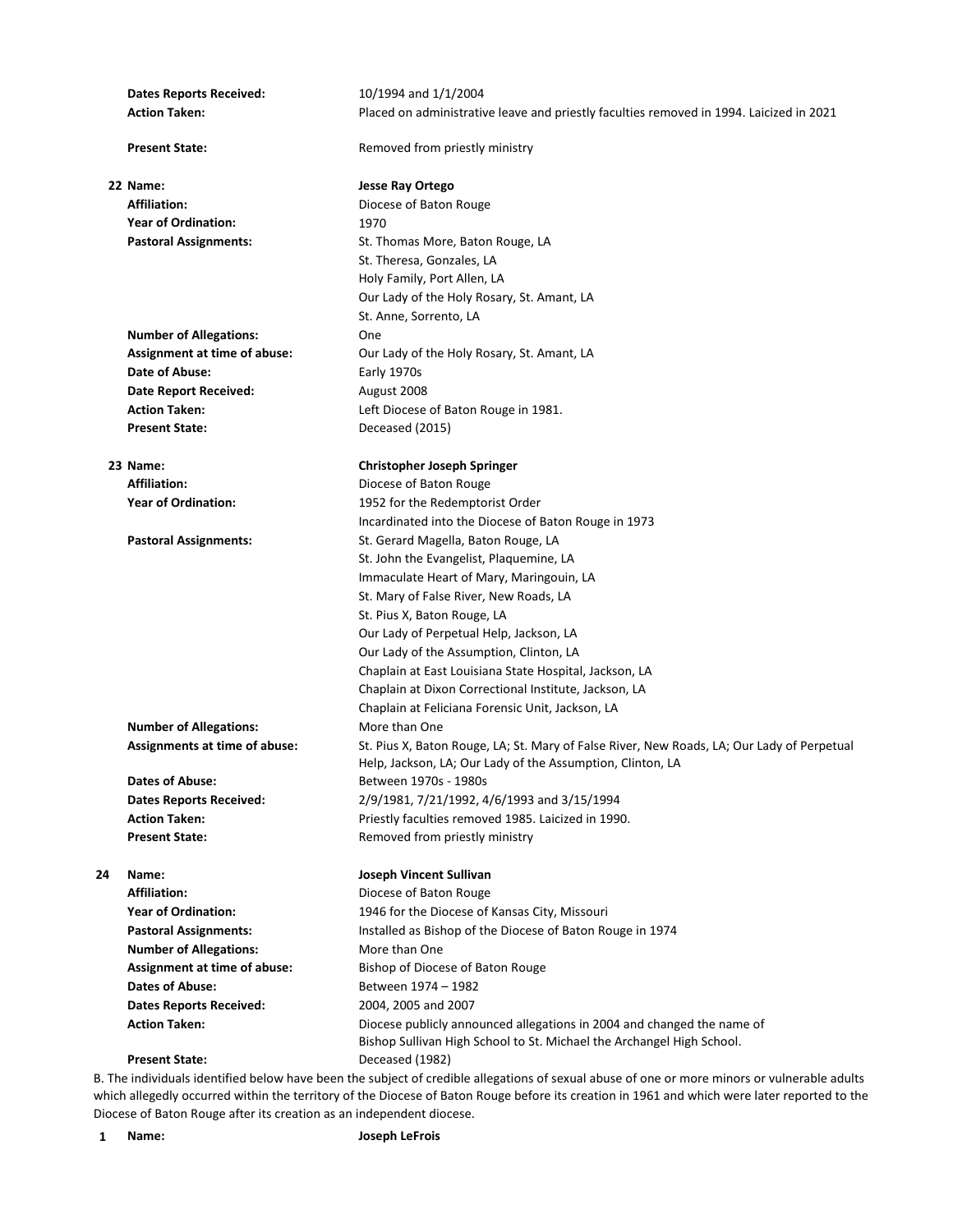**Dates Reports Received:** 10/1994 and 1/1/2004
**Action Taken:** Placed on administrative leave and priestly faculties removed in 1994. Laicized in 2021

**Present State:** Removed from priestly ministry

**22 Name:** **Jesse Ray Ortego**
**Affiliation:** Diocese of Baton Rouge
**Year of Ordination:** 1970
**Pastoral Assignments:** St. Thomas More, Baton Rouge, LA
St. Theresa, Gonzales, LA
Holy Family, Port Allen, LA
Our Lady of the Holy Rosary, St. Amant, LA
St. Anne, Sorrento, LA
**Number of Allegations:** One
**Assignment at time of abuse:** Our Lady of the Holy Rosary, St. Amant, LA
**Date of Abuse:** Early 1970s
**Date Report Received:** August 2008
**Action Taken:** Left Diocese of Baton Rouge in 1981.
**Present State:** Deceased (2015)

**23 Name:** **Christopher Joseph Springer**
**Affiliation:** Diocese of Baton Rouge
**Year of Ordination:** 1952 for the Redemptorist Order
Incardinated into the Diocese of Baton Rouge in 1973
**Pastoral Assignments:** St. Gerard Magella, Baton Rouge, LA
St. John the Evangelist, Plaquemine, LA
Immaculate Heart of Mary, Maringouin, LA
St. Mary of False River, New Roads, LA
St. Pius X, Baton Rouge, LA
Our Lady of Perpetual Help, Jackson, LA
Our Lady of the Assumption, Clinton, LA
Chaplain at East Louisiana State Hospital, Jackson, LA
Chaplain at Dixon Correctional Institute, Jackson, LA
Chaplain at Feliciana Forensic Unit, Jackson, LA
**Number of Allegations:** More than One
**Assignments at time of abuse:** St. Pius X, Baton Rouge, LA; St. Mary of False River, New Roads, LA; Our Lady of Perpetual Help, Jackson, LA; Our Lady of the Assumption, Clinton, LA
**Dates of Abuse:** Between 1970s - 1980s
**Dates Reports Received:** 2/9/1981, 7/21/1992, 4/6/1993 and 3/15/1994
**Action Taken:** Priestly faculties removed 1985. Laicized in 1990.
**Present State:** Removed from priestly ministry

**24 Name:** **Joseph Vincent Sullivan**
**Affiliation:** Diocese of Baton Rouge
**Year of Ordination:** 1946 for the Diocese of Kansas City, Missouri
**Pastoral Assignments:** Installed as Bishop of the Diocese of Baton Rouge in 1974
**Number of Allegations:** More than One
**Assignment at time of abuse:** Bishop of Diocese of Baton Rouge
**Dates of Abuse:** Between 1974 – 1982
**Dates Reports Received:** 2004, 2005 and 2007
**Action Taken:** Diocese publicly announced allegations in 2004 and changed the name of Bishop Sullivan High School to St. Michael the Archangel High School.
**Present State:** Deceased (1982)

B. The individuals identified below have been the subject of credible allegations of sexual abuse of one or more minors or vulnerable adults which allegedly occurred within the territory of the Diocese of Baton Rouge before its creation in 1961 and which were later reported to the Diocese of Baton Rouge after its creation as an independent diocese.

**1 Name:** **Joseph LeFrois**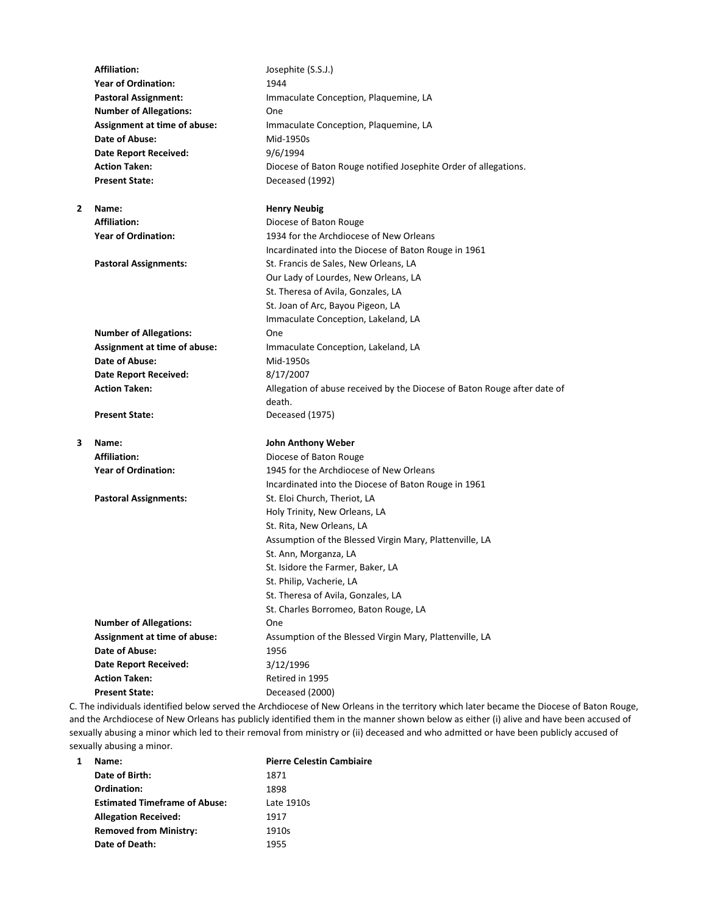| | | |
|---|---|---|
| | **Affiliation:** | Josephite (S.S.J.) |
| | **Year of Ordination:** | 1944 |
| | **Pastoral Assignment:** | Immaculate Conception, Plaquemine, LA |
| | **Number of Allegations:** | One |
| | **Assignment at time of abuse:** | Immaculate Conception, Plaquemine, LA |
| | **Date of Abuse:** | Mid-1950s |
| | **Date Report Received:** | 9/6/1994 |
| | **Action Taken:** | Diocese of Baton Rouge notified Josephite Order of allegations. |
| | **Present State:** | Deceased (1992) |
| **2** | **Name:** | **Henry Neubig** |
| | **Affiliation:** | Diocese of Baton Rouge |
| | **Year of Ordination:** | 1934 for the Archdiocese of New Orleans<br>Incardinated into the Diocese of Baton Rouge in 1961 |
| | **Pastoral Assignments:** | St. Francis de Sales, New Orleans, LA<br>Our Lady of Lourdes, New Orleans, LA<br>St. Theresa of Avila, Gonzales, LA<br>St. Joan of Arc, Bayou Pigeon, LA<br>Immaculate Conception, Lakeland, LA |
| | **Number of Allegations:** | One |
| | **Assignment at time of abuse:** | Immaculate Conception, Lakeland, LA |
| | **Date of Abuse:** | Mid-1950s |
| | **Date Report Received:** | 8/17/2007 |
| | **Action Taken:** | Allegation of abuse received by the Diocese of Baton Rouge after date of death. |
| | **Present State:** | Deceased (1975) |
| **3** | **Name:** | **John Anthony Weber** |
| | **Affiliation:** | Diocese of Baton Rouge |
| | **Year of Ordination:** | 1945 for the Archdiocese of New Orleans<br>Incardinated into the Diocese of Baton Rouge in 1961 |
| | **Pastoral Assignments:** | St. Eloi Church, Theriot, LA<br>Holy Trinity, New Orleans, LA<br>St. Rita, New Orleans, LA<br>Assumption of the Blessed Virgin Mary, Plattenville, LA<br>St. Ann, Morganza, LA<br>St. Isidore the Farmer, Baker, LA<br>St. Philip, Vacherie, LA<br>St. Theresa of Avila, Gonzales, LA<br>St. Charles Borromeo, Baton Rouge, LA |
| | **Number of Allegations:** | One |
| | **Assignment at time of abuse:** | Assumption of the Blessed Virgin Mary, Plattenville, LA |
| | **Date of Abuse:** | 1956 |
| | **Date Report Received:** | 3/12/1996 |
| | **Action Taken:** | Retired in 1995 |
| | **Present State:** | Deceased (2000) |

C. The individuals identified below served the Archdiocese of New Orleans in the territory which later became the Diocese of Baton Rouge, and the Archdiocese of New Orleans has publicly identified them in the manner shown below as either (i) alive and have been accused of sexually abusing a minor which led to their removal from ministry or (ii) deceased and who admitted or have been publicly accused of sexually abusing a minor.

| | | |
|---|---|---|
| **1** | **Name:** | **Pierre Celestin Cambiaire** |
| | **Date of Birth:** | 1871 |
| | **Ordination:** | 1898 |
| | **Estimated Timeframe of Abuse:** | Late 1910s |
| | **Allegation Received:** | 1917 |
| | **Removed from Ministry:** | 1910s |
| | **Date of Death:** | 1955 |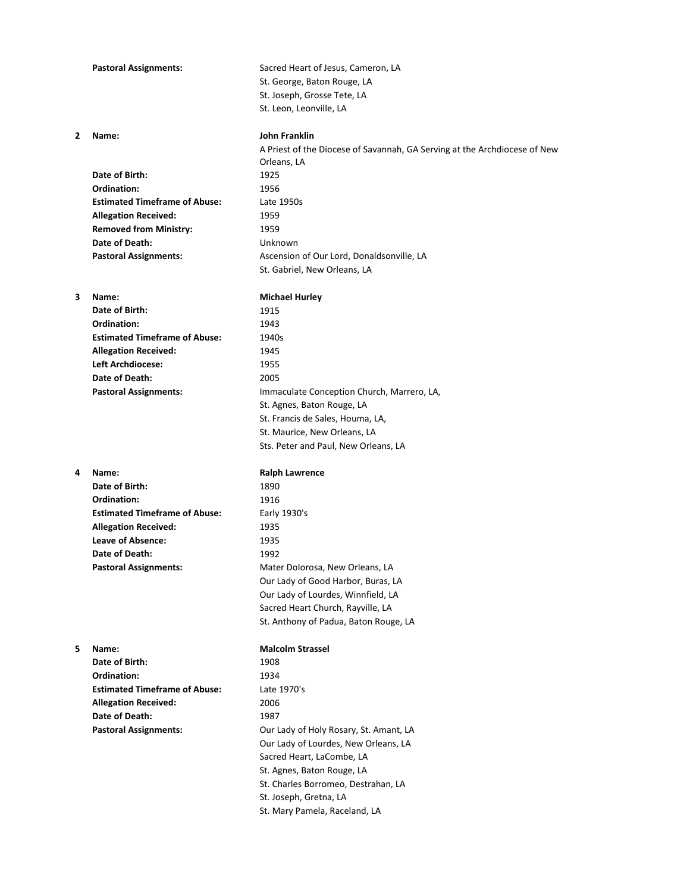| | | |
|---|---|---|
| | **Pastoral Assignments:** | Sacred Heart of Jesus, Cameron, LA<br>St. George, Baton Rouge, LA<br>St. Joseph, Grosse Tete, LA<br>St. Leon, Leonville, LA |
| **2** | **Name:** | **John Franklin**<br>A Priest of the Diocese of Savannah, GA Serving at the Archdiocese of New Orleans, LA |
| | **Date of Birth:** | 1925 |
| | **Ordination:** | 1956 |
| | **Estimated Timeframe of Abuse:** | Late 1950s |
| | **Allegation Received:** | 1959 |
| | **Removed from Ministry:** | 1959 |
| | **Date of Death:** | Unknown |
| | **Pastoral Assignments:** | Ascension of Our Lord, Donaldsonville, LA<br>St. Gabriel, New Orleans, LA |
| **3** | **Name:** | **Michael Hurley** |
| | **Date of Birth:** | 1915 |
| | **Ordination:** | 1943 |
| | **Estimated Timeframe of Abuse:** | 1940s |
| | **Allegation Received:** | 1945 |
| | **Left Archdiocese:** | 1955 |
| | **Date of Death:** | 2005 |
| | **Pastoral Assignments:** | Immaculate Conception Church, Marrero, LA,<br>St. Agnes, Baton Rouge, LA<br>St. Francis de Sales, Houma, LA,<br>St. Maurice, New Orleans, LA<br>Sts. Peter and Paul, New Orleans, LA |
| **4** | **Name:** | **Ralph Lawrence** |
| | **Date of Birth:** | 1890 |
| | **Ordination:** | 1916 |
| | **Estimated Timeframe of Abuse:** | Early 1930's |
| | **Allegation Received:** | 1935 |
| | **Leave of Absence:** | 1935 |
| | **Date of Death:** | 1992 |
| | **Pastoral Assignments:** | Mater Dolorosa, New Orleans, LA<br>Our Lady of Good Harbor, Buras, LA<br>Our Lady of Lourdes, Winnfield, LA<br>Sacred Heart Church, Rayville, LA<br>St. Anthony of Padua, Baton Rouge, LA |
| **5** | **Name:** | **Malcolm Strassel** |
| | **Date of Birth:** | 1908 |
| | **Ordination:** | 1934 |
| | **Estimated Timeframe of Abuse:** | Late 1970's |
| | **Allegation Received:** | 2006 |
| | **Date of Death:** | 1987 |
| | **Pastoral Assignments:** | Our Lady of Holy Rosary, St. Amant, LA<br>Our Lady of Lourdes, New Orleans, LA<br>Sacred Heart, LaCombe, LA<br>St. Agnes, Baton Rouge, LA<br>St. Charles Borromeo, Destrahan, LA<br>St. Joseph, Gretna, LA<br>St. Mary Pamela, Raceland, LA |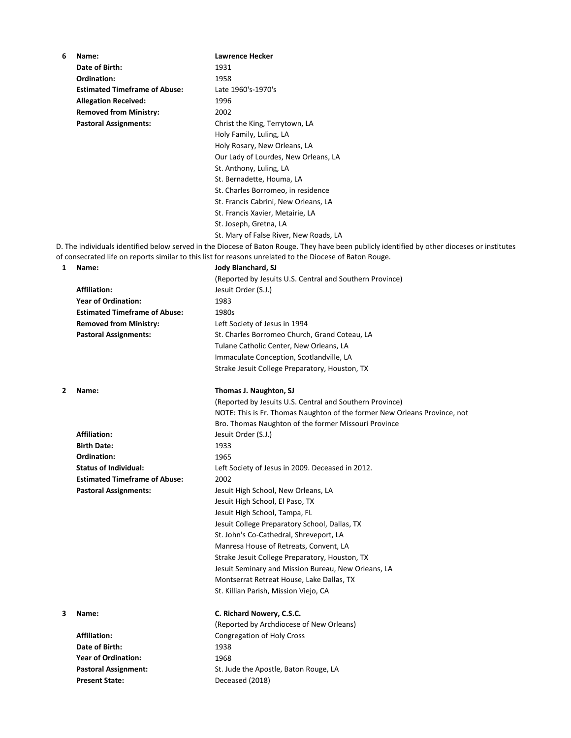**6** **Name:** **Lawrence Hecker**

**Date of Birth:** 1931

**Ordination:** 1958

**Estimated Timeframe of Abuse:** Late 1960's-1970's

**Allegation Received:** 1996

**Removed from Ministry:** 2002

**Pastoral Assignments:**
Christ the King, Terrytown, LA
Holy Family, Luling, LA
Holy Rosary, New Orleans, LA
Our Lady of Lourdes, New Orleans, LA
St. Anthony, Luling, LA
St. Bernadette, Houma, LA
St. Charles Borromeo, in residence
St. Francis Cabrini, New Orleans, LA
St. Francis Xavier, Metairie, LA
St. Joseph, Gretna, LA
St. Mary of False River, New Roads, LA

D. The individuals identified below served in the Diocese of Baton Rouge. They have been publicly identified by other dioceses or institutes of consecrated life on reports similar to this list for reasons unrelated to the Diocese of Baton Rouge.

**1** **Name:** **Jody Blanchard, SJ**
(Reported by Jesuits U.S. Central and Southern Province)

**Affiliation:** Jesuit Order (S.J.)

**Year of Ordination:** 1983

**Estimated Timeframe of Abuse:** 1980s

**Removed from Ministry:** Left Society of Jesus in 1994

**Pastoral Assignments:**
St. Charles Borromeo Church, Grand Coteau, LA
Tulane Catholic Center, New Orleans, LA
Immaculate Conception, Scotlandville, LA
Strake Jesuit College Preparatory, Houston, TX

**2** **Name:** **Thomas J. Naughton, SJ**
(Reported by Jesuits U.S. Central and Southern Province)
NOTE: This is Fr. Thomas Naughton of the former New Orleans Province, not Bro. Thomas Naughton of the former Missouri Province

**Affiliation:** Jesuit Order (S.J.)

**Birth Date:** 1933

**Ordination:** 1965

**Status of Individual:** Left Society of Jesus in 2009. Deceased in 2012.

**Estimated Timeframe of Abuse:** 2002

**Pastoral Assignments:**
Jesuit High School, New Orleans, LA
Jesuit High School, El Paso, TX
Jesuit High School, Tampa, FL
Jesuit College Preparatory School, Dallas, TX
St. John's Co-Cathedral, Shreveport, LA
Manresa House of Retreats, Convent, LA
Strake Jesuit College Preparatory, Houston, TX
Jesuit Seminary and Mission Bureau, New Orleans, LA
Montserrat Retreat House, Lake Dallas, TX
St. Killian Parish, Mission Viejo, CA

**3** **Name:** **C. Richard Nowery, C.S.C.**
(Reported by Archdiocese of New Orleans)

**Affiliation:** Congregation of Holy Cross

**Date of Birth:** 1938

**Year of Ordination:** 1968

**Pastoral Assignment:** St. Jude the Apostle, Baton Rouge, LA

**Present State:** Deceased (2018)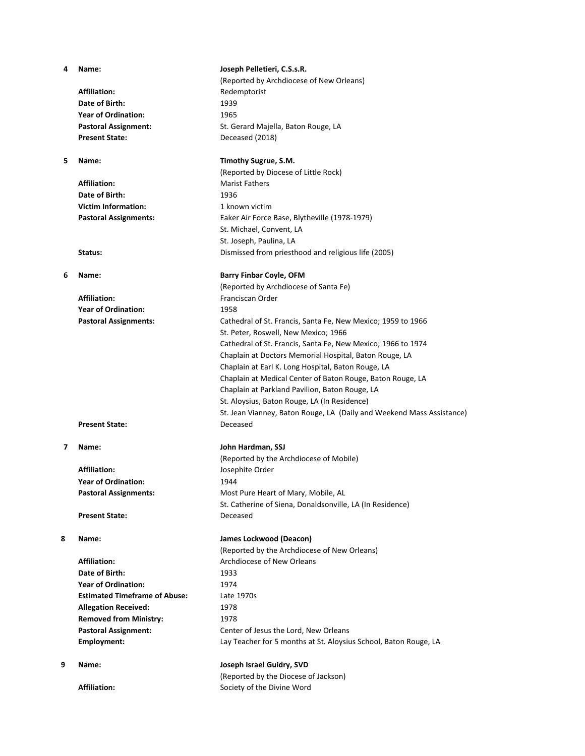**4** **Name:** **Joseph Pelletieri, C.S.s.R.**
(Reported by Archdiocese of New Orleans)

**Affiliation:** Redemptorist
**Date of Birth:** 1939
**Year of Ordination:** 1965
**Pastoral Assignment:** St. Gerard Majella, Baton Rouge, LA
**Present State:** Deceased (2018)

**5** **Name:** **Timothy Sugrue, S.M.**
(Reported by Diocese of Little Rock)

**Affiliation:** Marist Fathers
**Date of Birth:** 1936
**Victim Information:** 1 known victim
**Pastoral Assignments:** Eaker Air Force Base, Blytheville (1978-1979)
St. Michael, Convent, LA
St. Joseph, Paulina, LA
**Status:** Dismissed from priesthood and religious life (2005)

**6** **Name:** **Barry Finbar Coyle, OFM**
(Reported by Archdiocese of Santa Fe)

**Affiliation:** Franciscan Order
**Year of Ordination:** 1958
**Pastoral Assignments:** Cathedral of St. Francis, Santa Fe, New Mexico; 1959 to 1966
St. Peter, Roswell, New Mexico; 1966
Cathedral of St. Francis, Santa Fe, New Mexico; 1966 to 1974
Chaplain at Doctors Memorial Hospital, Baton Rouge, LA
Chaplain at Earl K. Long Hospital, Baton Rouge, LA
Chaplain at Medical Center of Baton Rouge, Baton Rouge, LA
Chaplain at Parkland Pavilion, Baton Rouge, LA
St. Aloysius, Baton Rouge, LA (In Residence)
St. Jean Vianney, Baton Rouge, LA (Daily and Weekend Mass Assistance)
**Present State:** Deceased

**7** **Name:** **John Hardman, SSJ**
(Reported by the Archdiocese of Mobile)

**Affiliation:** Josephite Order
**Year of Ordination:** 1944
**Pastoral Assignments:** Most Pure Heart of Mary, Mobile, AL
St. Catherine of Siena, Donaldsonville, LA (In Residence)
**Present State:** Deceased

**8** **Name:** **James Lockwood (Deacon)**
(Reported by the Archdiocese of New Orleans)

**Affiliation:** Archdiocese of New Orleans
**Date of Birth:** 1933
**Year of Ordination:** 1974
**Estimated Timeframe of Abuse:** Late 1970s
**Allegation Received:** 1978
**Removed from Ministry:** 1978
**Pastoral Assignment:** Center of Jesus the Lord, New Orleans
**Employment:** Lay Teacher for 5 months at St. Aloysius School, Baton Rouge, LA

**9** **Name:** **Joseph Israel Guidry, SVD**
(Reported by the Diocese of Jackson)

**Affiliation:** Society of the Divine Word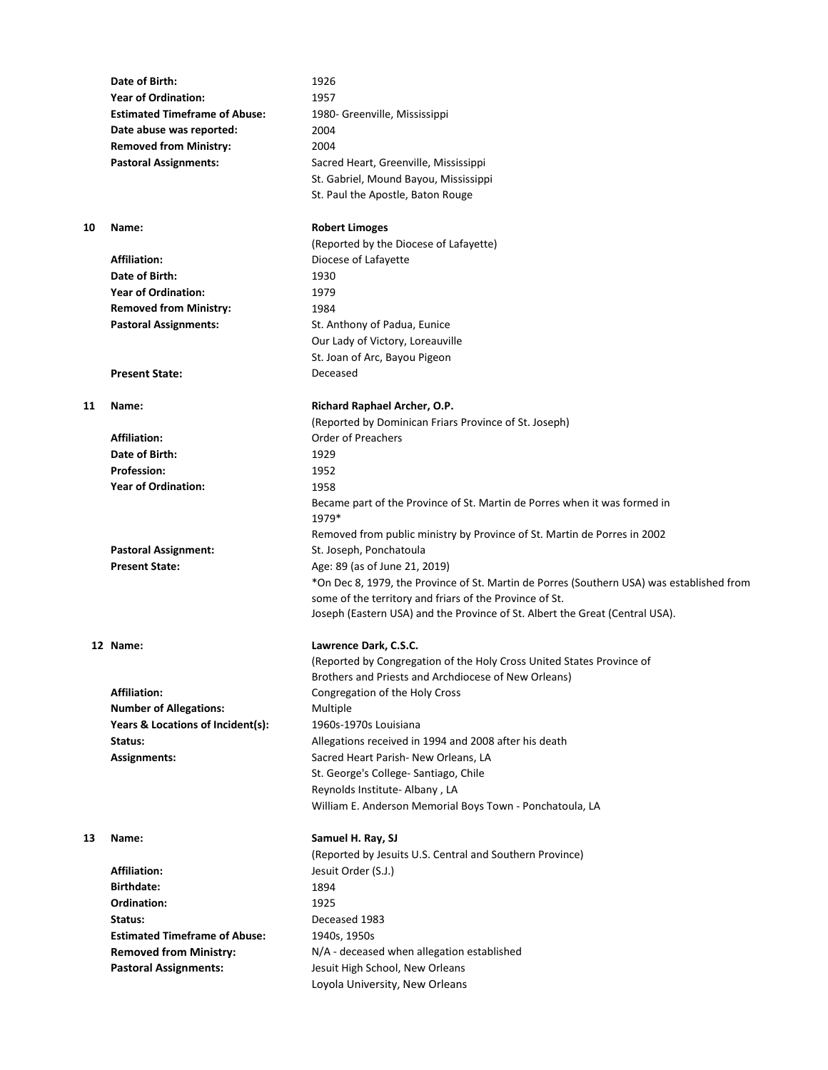| | | |
|---|---|---|
| | **Date of Birth:** | 1926 |
| | **Year of Ordination:** | 1957 |
| | **Estimated Timeframe of Abuse:** | 1980- Greenville, Mississippi |
| | **Date abuse was reported:** | 2004 |
| | **Removed from Ministry:** | 2004 |
| | **Pastoral Assignments:** | Sacred Heart, Greenville, Mississippi |
| | | St. Gabriel, Mound Bayou, Mississippi |
| | | St. Paul the Apostle, Baton Rouge |
| **10** | **Name:** | **Robert Limoges** |
| | | (Reported by the Diocese of Lafayette) |
| | **Affiliation:** | Diocese of Lafayette |
| | **Date of Birth:** | 1930 |
| | **Year of Ordination:** | 1979 |
| | **Removed from Ministry:** | 1984 |
| | **Pastoral Assignments:** | St. Anthony of Padua, Eunice |
| | | Our Lady of Victory, Loreauville |
| | | St. Joan of Arc, Bayou Pigeon |
| | **Present State:** | Deceased |
| **11** | **Name:** | **Richard Raphael Archer, O.P.** |
| | | (Reported by Dominican Friars Province of St. Joseph) |
| | **Affiliation:** | Order of Preachers |
| | **Date of Birth:** | 1929 |
| | **Profession:** | 1952 |
| | **Year of Ordination:** | 1958 |
| | | Became part of the Province of St. Martin de Porres when it was formed in 1979* |
| | | Removed from public ministry by Province of St. Martin de Porres in 2002 |
| | **Pastoral Assignment:** | St. Joseph, Ponchatoula |
| | **Present State:** | Age: 89 (as of June 21, 2019) |
| | | *On Dec 8, 1979, the Province of St. Martin de Porres (Southern USA) was established from some of the territory and friars of the Province of St. Joseph (Eastern USA) and the Province of St. Albert the Great (Central USA). |
| **12** | **Name:** | **Lawrence Dark, C.S.C.** |
| | | (Reported by Congregation of the Holy Cross United States Province of Brothers and Priests and Archdiocese of New Orleans) |
| | **Affiliation:** | Congregation of the Holy Cross |
| | **Number of Allegations:** | Multiple |
| | **Years & Locations of Incident(s):** | 1960s-1970s Louisiana |
| | **Status:** | Allegations received in 1994 and 2008 after his death |
| | **Assignments:** | Sacred Heart Parish- New Orleans, LA |
| | | St. George's College- Santiago, Chile |
| | | Reynolds Institute- Albany , LA |
| | | William E. Anderson Memorial Boys Town - Ponchatoula, LA |
| **13** | **Name:** | **Samuel H. Ray, SJ** |
| | | (Reported by Jesuits U.S. Central and Southern Province) |
| | **Affiliation:** | Jesuit Order (S.J.) |
| | **Birthdate:** | 1894 |
| | **Ordination:** | 1925 |
| | **Status:** | Deceased 1983 |
| | **Estimated Timeframe of Abuse:** | 1940s, 1950s |
| | **Removed from Ministry:** | N/A - deceased when allegation established |
| | **Pastoral Assignments:** | Jesuit High School, New Orleans |
| | | Loyola University, New Orleans |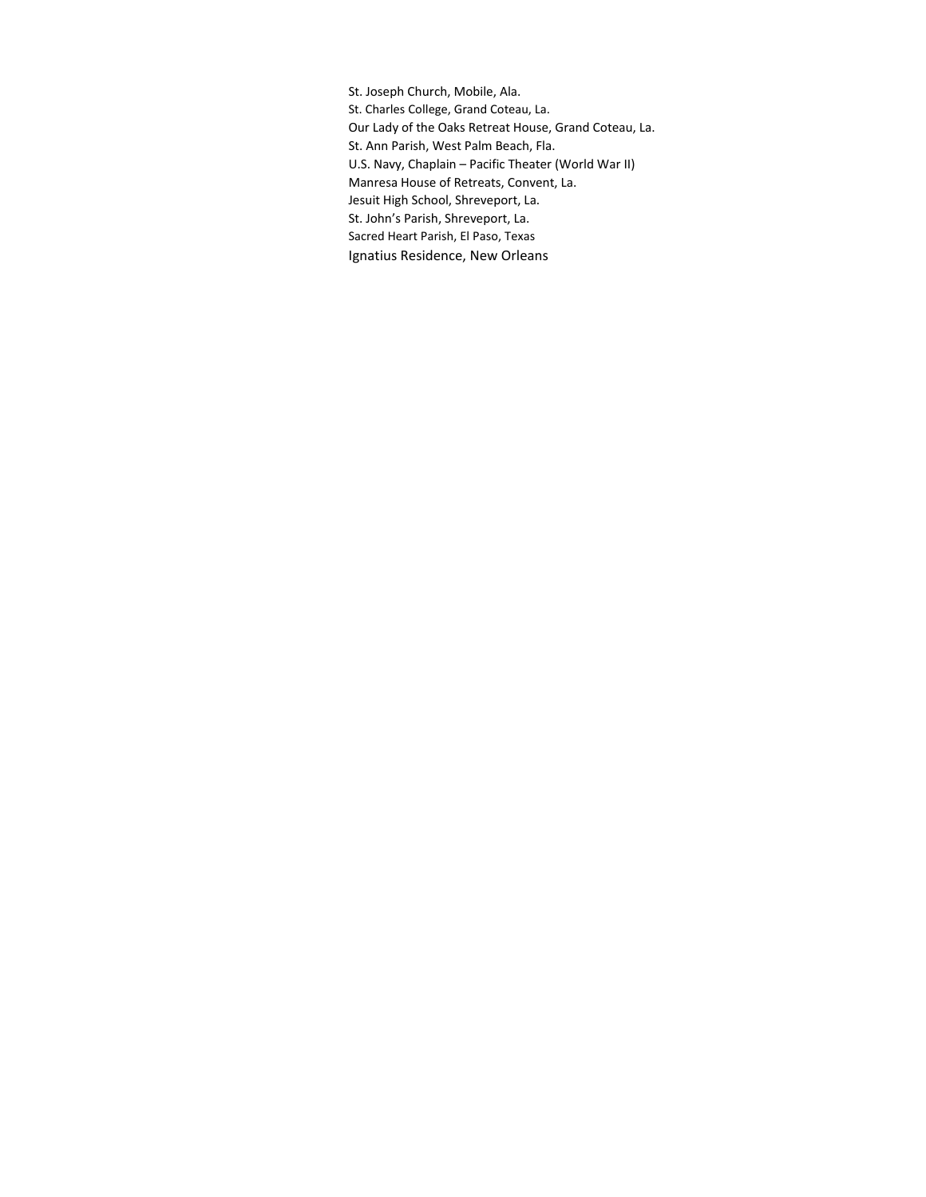St. Joseph Church, Mobile, Ala.
St. Charles College, Grand Coteau, La.
Our Lady of the Oaks Retreat House, Grand Coteau, La.
St. Ann Parish, West Palm Beach, Fla.
U.S. Navy, Chaplain – Pacific Theater (World War II)
Manresa House of Retreats, Convent, La.
Jesuit High School, Shreveport, La.
St. John's Parish, Shreveport, La.
Sacred Heart Parish, El Paso, Texas
Ignatius Residence, New Orleans